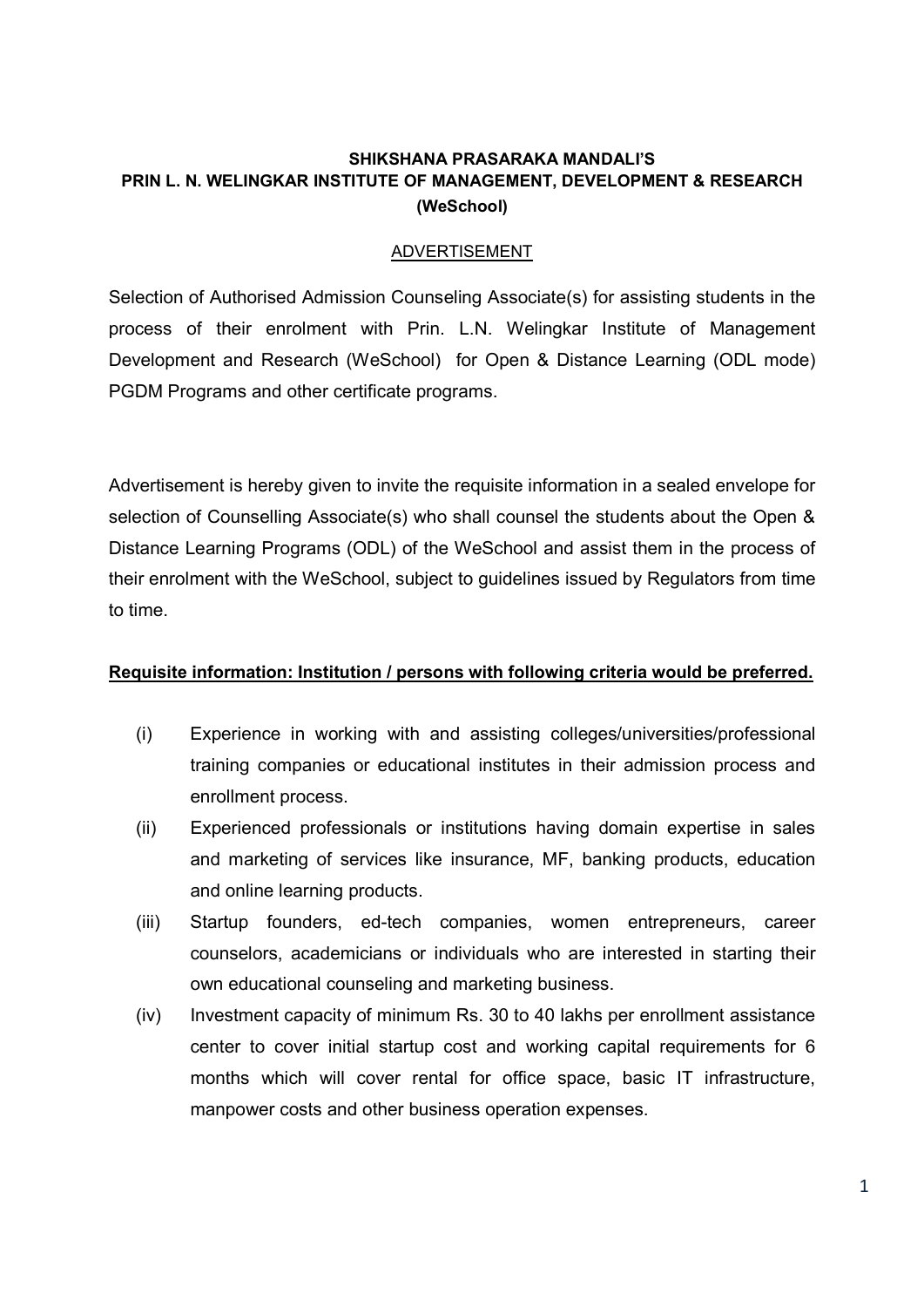**SHIKSHANA PRASARAKA MANDALI'S**
**PRIN L. N. WELINGKAR INSTITUTE OF MANAGEMENT, DEVELOPMENT & RESEARCH (WeSchool)**

ADVERTISEMENT

Selection of Authorised Admission Counseling Associate(s) for assisting students in the process of their enrolment with Prin. L.N. Welingkar Institute of Management Development and Research (WeSchool) for Open & Distance Learning (ODL mode) PGDM Programs and other certificate programs.

Advertisement is hereby given to invite the requisite information in a sealed envelope for selection of Counselling Associate(s) who shall counsel the students about the Open & Distance Learning Programs (ODL) of the WeSchool and assist them in the process of their enrolment with the WeSchool, subject to guidelines issued by Regulators from time to time.

**Requisite information: Institution / persons with following criteria would be preferred.**

(i) Experience in working with and assisting colleges/universities/professional training companies or educational institutes in their admission process and enrollment process.

(ii) Experienced professionals or institutions having domain expertise in sales and marketing of services like insurance, MF, banking products, education and online learning products.

(iii) Startup founders, ed-tech companies, women entrepreneurs, career counselors, academicians or individuals who are interested in starting their own educational counseling and marketing business.

(iv) Investment capacity of minimum Rs. 30 to 40 lakhs per enrollment assistance center to cover initial startup cost and working capital requirements for 6 months which will cover rental for office space, basic IT infrastructure, manpower costs and other business operation expenses.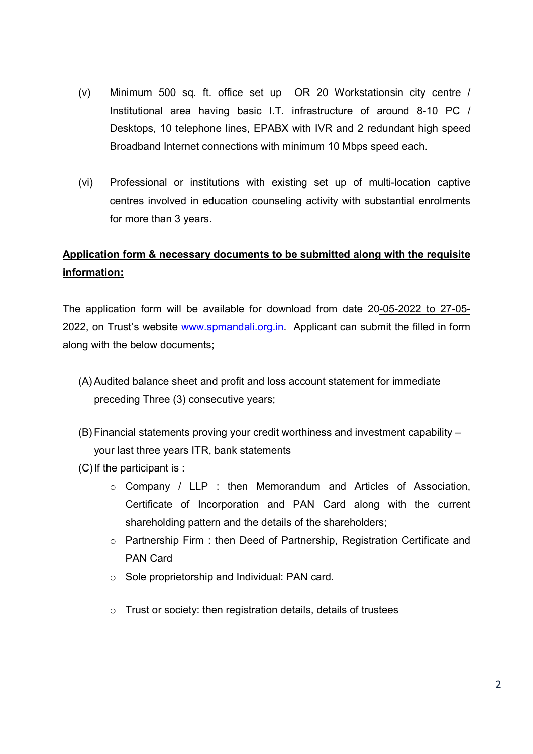(v) Minimum 500 sq. ft. office set up OR 20 Workstationsin city centre / Institutional area having basic I.T. infrastructure of around 8-10 PC / Desktops, 10 telephone lines, EPABX with IVR and 2 redundant high speed Broadband Internet connections with minimum 10 Mbps speed each.

(vi) Professional or institutions with existing set up of multi-location captive centres involved in education counseling activity with substantial enrolments for more than 3 years.

**Application form & necessary documents to be submitted along with the requisite information:**

The application form will be available for download from date 20-05-2022 to 27-05-2022, on Trust's website www.spmandali.org.in. Applicant can submit the filled in form along with the below documents;

(A) Audited balance sheet and profit and loss account statement for immediate preceding Three (3) consecutive years;

(B) Financial statements proving your credit worthiness and investment capability – your last three years ITR, bank statements

(C) If the participant is :

- Company / LLP : then Memorandum and Articles of Association, Certificate of Incorporation and PAN Card along with the current shareholding pattern and the details of the shareholders;
- Partnership Firm : then Deed of Partnership, Registration Certificate and PAN Card
- Sole proprietorship and Individual: PAN card.
- Trust or society: then registration details, details of trustees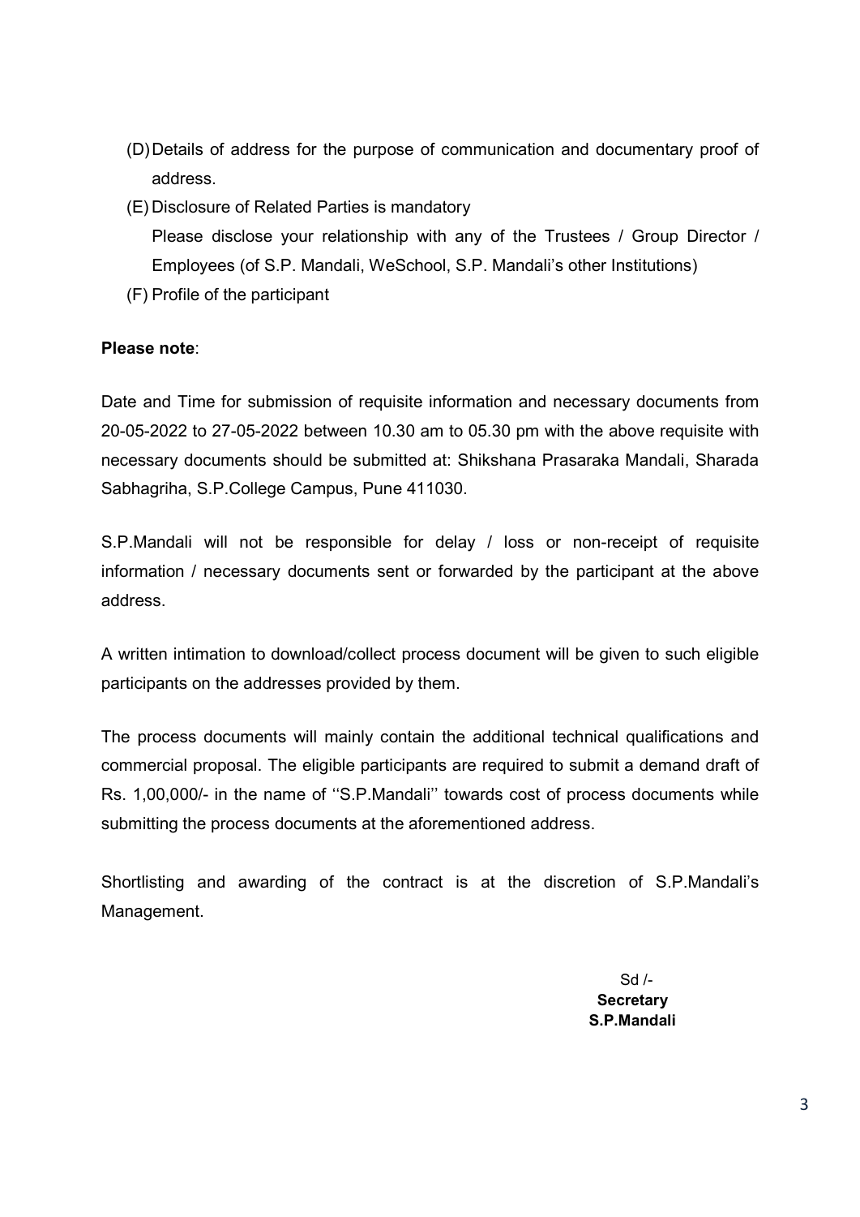(D) Details of address for the purpose of communication and documentary proof of address.

(E) Disclosure of Related Parties is mandatory
Please disclose your relationship with any of the Trustees / Group Director / Employees (of S.P. Mandali, WeSchool, S.P. Mandali's other Institutions)

(F) Profile of the participant

**Please note**:

Date and Time for submission of requisite information and necessary documents from 20-05-2022 to 27-05-2022 between 10.30 am to 05.30 pm with the above requisite with necessary documents should be submitted at: Shikshana Prasaraka Mandali, Sharada Sabhagriha, S.P.College Campus, Pune 411030.

S.P.Mandali will not be responsible for delay / loss or non-receipt of requisite information / necessary documents sent or forwarded by the participant at the above address.

A written intimation to download/collect process document will be given to such eligible participants on the addresses provided by them.

The process documents will mainly contain the additional technical qualifications and commercial proposal. The eligible participants are required to submit a demand draft of Rs. 1,00,000/- in the name of ''S.P.Mandali'' towards cost of process documents while submitting the process documents at the aforementioned address.

Shortlisting and awarding of the contract is at the discretion of S.P.Mandali's Management.

Sd /-
**Secretary**
**S.P.Mandali**